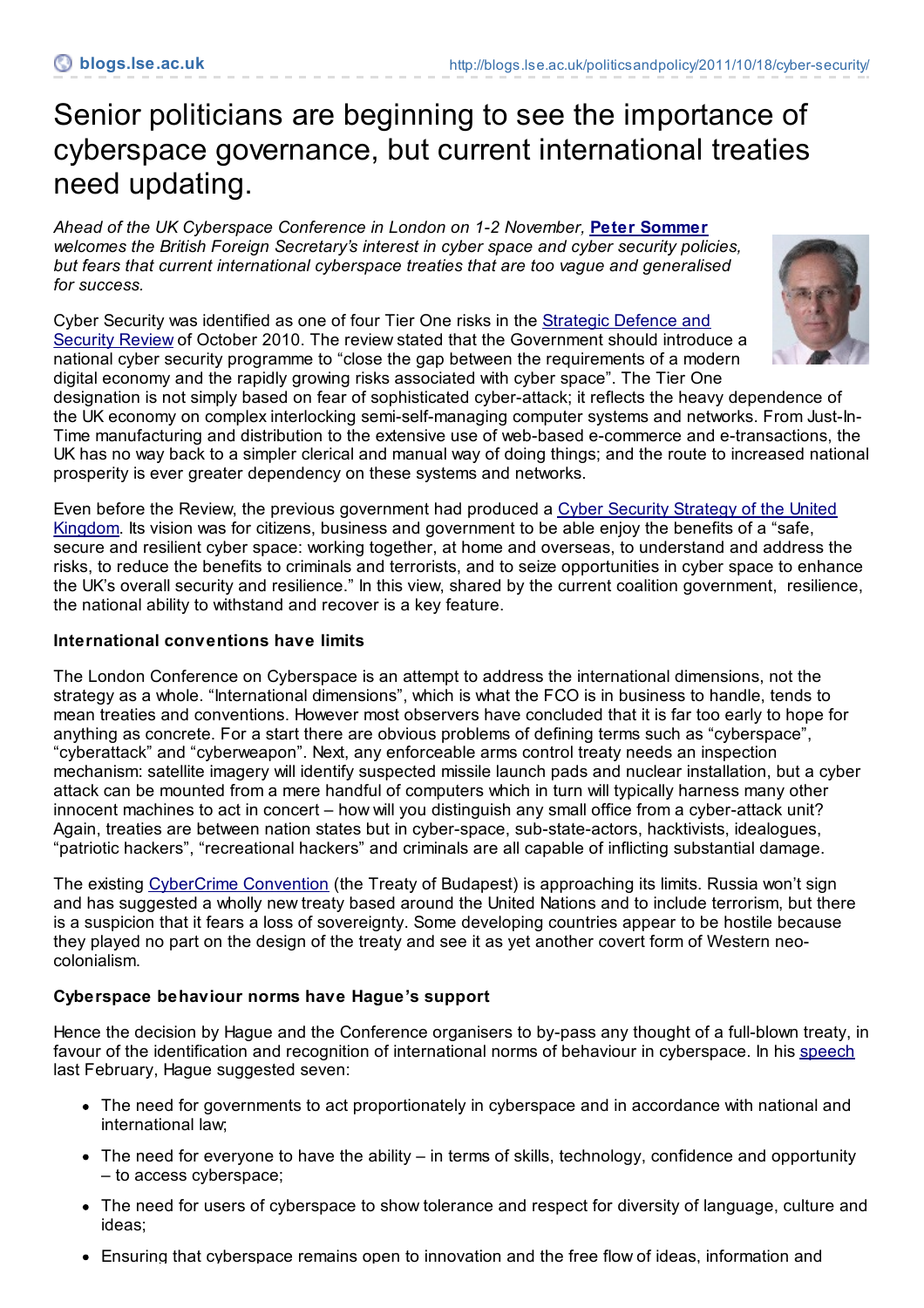# Senior politicians are beginning to see the importance of cyberspace governance, but current international treaties need updating.

*Ahead of the UK Cyberspace Conference in London on 1-2 November,* **Peter Sommer** *welcomes the British Foreign Secretary's interest in cyber space and cyber security policies, but fears that current international cyberspace treaties that are too vague and generalised for success.*

Cyber Security was identified as one of four Tier One risks in the Strategic Defence and Security Review of October 2010. The review stated that the Government should introduce a national cyber security programme to "close the gap between the requirements of a modern digital economy and the rapidly growing risks associated with cyber space". The Tier One designation is not simply based on fear of sophisticated cyber-attack; it reflects the heavy dependence of the UK economy on complex interlocking semi-self-managing computer systems and networks. From Just-In-Time manufacturing and distribution to the extensive use of web-based e-commerce and e-transactions, the UK has no way back to a simpler clerical and manual way of doing things; and the route to increased national prosperity is ever greater dependency on these systems and networks.

Even before the Review, the previous government had produced a Cyber Security Strategy of the United Kingdom. Its vision was for citizens, business and government to be able enjoy the benefits of a "safe, secure and resilient cyber space: working together, at home and overseas, to understand and address the risks, to reduce the benefits to criminals and terrorists, and to seize opportunities in cyber space to enhance the UK's overall security and resilience." In this view, shared by the current coalition government, resilience, the national ability to withstand and recover is a key feature.

### International conventions have limits

The London Conference on Cyberspace is an attempt to address the international dimensions, not the strategy as a whole. "International dimensions", which is what the FCO is in business to handle, tends to mean treaties and conventions. However most observers have concluded that it is far too early to hope for anything as concrete. For a start there are obvious problems of defining terms such as "cyberspace", "cyberattack" and "cyberweapon". Next, any enforceable arms control treaty needs an inspection mechanism: satellite imagery will identify suspected missile launch pads and nuclear installation, but a cyber attack can be mounted from a mere handful of computers which in turn will typically harness many other innocent machines to act in concert – how will you distinguish any small office from a cyber-attack unit? Again, treaties are between nation states but in cyber-space, sub-state-actors, hacktivists, idealogues, "patriotic hackers", "recreational hackers" and criminals are all capable of inflicting substantial damage.

The existing CyberCrime Convention (the Treaty of Budapest) is approaching its limits. Russia won't sign and has suggested a wholly new treaty based around the United Nations and to include terrorism, but there is a suspicion that it fears a loss of sovereignty. Some developing countries appear to be hostile because they played no part on the design of the treaty and see it as yet another covert form of Western neo-colonialism.

### Cyberspace behaviour norms have Hague's support

Hence the decision by Hague and the Conference organisers to by-pass any thought of a full-blown treaty, in favour of the identification and recognition of international norms of behaviour in cyberspace. In his speech last February, Hague suggested seven:

- The need for governments to act proportionately in cyberspace and in accordance with national and international law;
- The need for everyone to have the ability – in terms of skills, technology, confidence and opportunity – to access cyberspace;
- The need for users of cyberspace to show tolerance and respect for diversity of language, culture and ideas;
- Ensuring that cyberspace remains open to innovation and the free flow of ideas, information and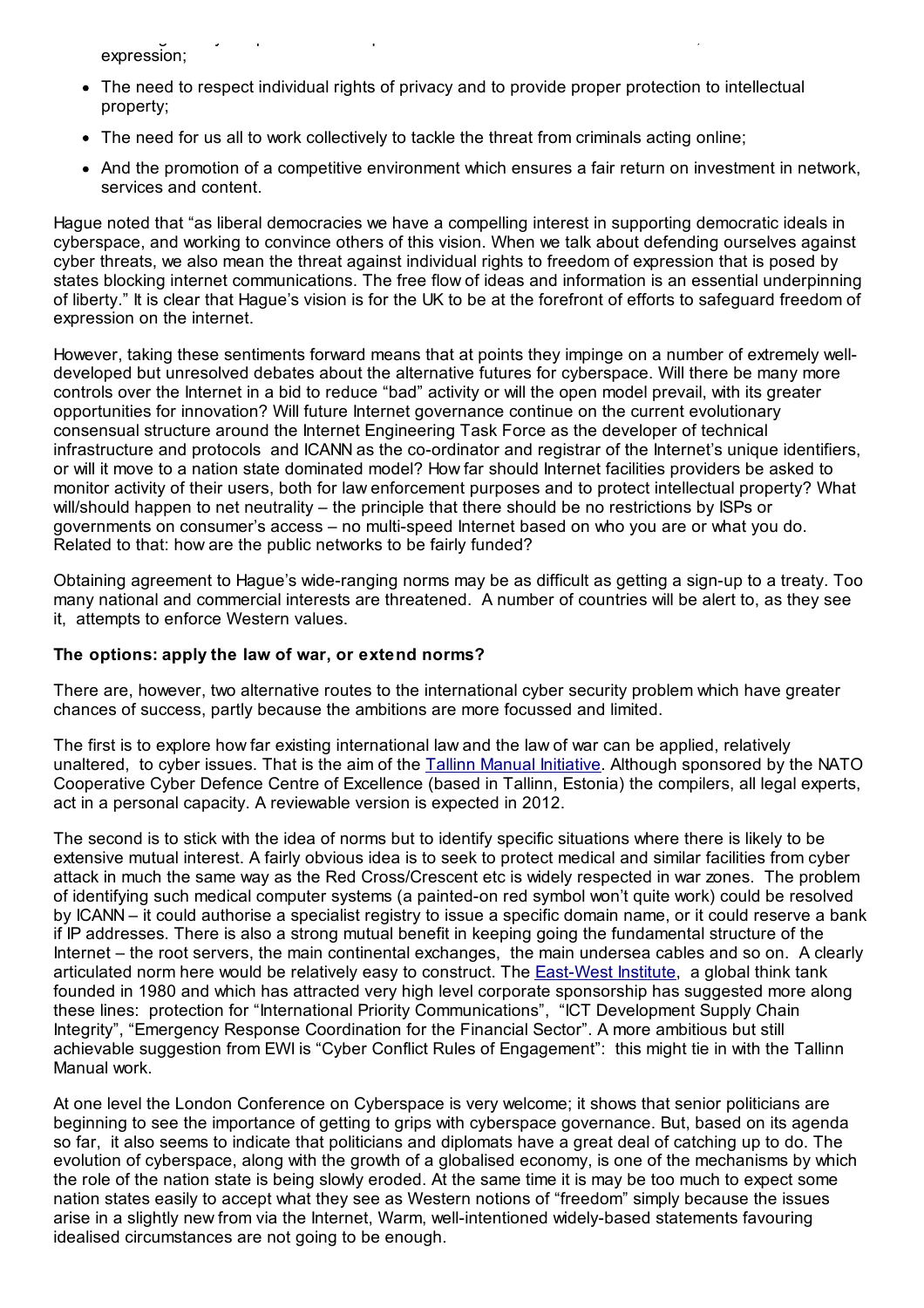expression;

- The need to respect individual rights of privacy and to provide proper protection to intellectual property;
- The need for us all to work collectively to tackle the threat from criminals acting online;
- And the promotion of a competitive environment which ensures a fair return on investment in network, services and content.

Hague noted that "as liberal democracies we have a compelling interest in supporting democratic ideals in cyberspace, and working to convince others of this vision. When we talk about defending ourselves against cyber threats, we also mean the threat against individual rights to freedom of expression that is posed by states blocking internet communications. The free flow of ideas and information is an essential underpinning of liberty." It is clear that Hague's vision is for the UK to be at the forefront of efforts to safeguard freedom of expression on the internet.

However, taking these sentiments forward means that at points they impinge on a number of extremely well-developed but unresolved debates about the alternative futures for cyberspace. Will there be many more controls over the Internet in a bid to reduce "bad" activity or will the open model prevail, with its greater opportunities for innovation? Will future Internet governance continue on the current evolutionary consensual structure around the Internet Engineering Task Force as the developer of technical infrastructure and protocols and ICANN as the co-ordinator and registrar of the Internet's unique identifiers, or will it move to a nation state dominated model? How far should Internet facilities providers be asked to monitor activity of their users, both for law enforcement purposes and to protect intellectual property? What will/should happen to net neutrality – the principle that there should be no restrictions by ISPs or governments on consumer's access – no multi-speed Internet based on who you are or what you do. Related to that: how are the public networks to be fairly funded?

Obtaining agreement to Hague's wide-ranging norms may be as difficult as getting a sign-up to a treaty. Too many national and commercial interests are threatened. A number of countries will be alert to, as they see it, attempts to enforce Western values.

**The options: apply the law of war, or extend norms?**

There are, however, two alternative routes to the international cyber security problem which have greater chances of success, partly because the ambitions are more focussed and limited.

The first is to explore how far existing international law and the law of war can be applied, relatively unaltered, to cyber issues. That is the aim of the [Tallinn Manual Initiative](). Although sponsored by the NATO Cooperative Cyber Defence Centre of Excellence (based in Tallinn, Estonia) the compilers, all legal experts, act in a personal capacity. A reviewable version is expected in 2012.

The second is to stick with the idea of norms but to identify specific situations where there is likely to be extensive mutual interest. A fairly obvious idea is to seek to protect medical and similar facilities from cyber attack in much the same way as the Red Cross/Crescent etc is widely respected in war zones. The problem of identifying such medical computer systems (a painted-on red symbol won't quite work) could be resolved by ICANN – it could authorise a specialist registry to issue a specific domain name, or it could reserve a bank if IP addresses. There is also a strong mutual benefit in keeping going the fundamental structure of the Internet – the root servers, the main continental exchanges, the main undersea cables and so on. A clearly articulated norm here would be relatively easy to construct. The [East-West Institute](), a global think tank founded in 1980 and which has attracted very high level corporate sponsorship has suggested more along these lines: protection for "International Priority Communications", "ICT Development Supply Chain Integrity", "Emergency Response Coordination for the Financial Sector". A more ambitious but still achievable suggestion from EWI is "Cyber Conflict Rules of Engagement": this might tie in with the Tallinn Manual work.

At one level the London Conference on Cyberspace is very welcome; it shows that senior politicians are beginning to see the importance of getting to grips with cyberspace governance. But, based on its agenda so far, it also seems to indicate that politicians and diplomats have a great deal of catching up to do. The evolution of cyberspace, along with the growth of a globalised economy, is one of the mechanisms by which the role of the nation state is being slowly eroded. At the same time it is may be too much to expect some nation states easily to accept what they see as Western notions of "freedom" simply because the issues arise in a slightly new from via the Internet, Warm, well-intentioned widely-based statements favouring idealised circumstances are not going to be enough.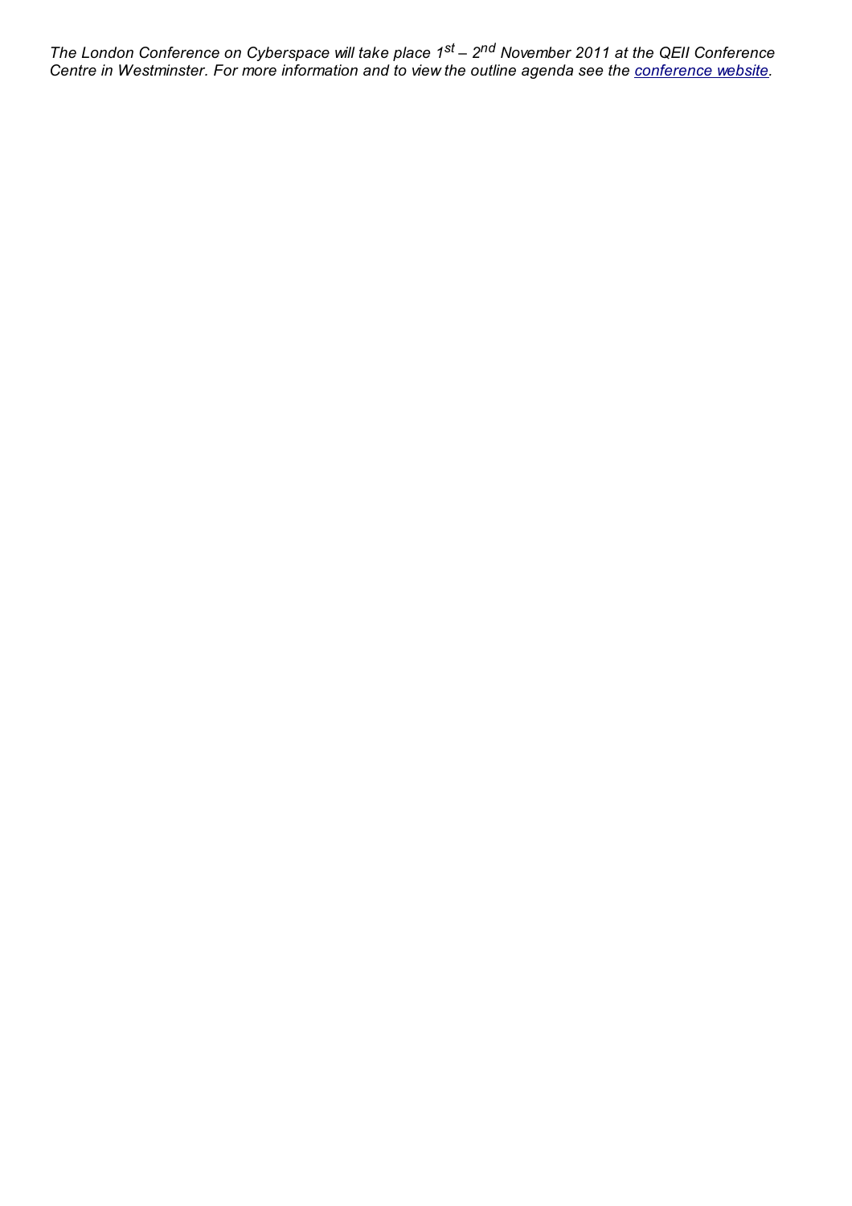*The London Conference on Cyberspace will take place 1st – 2nd November 2011 at the QEII Conference Centre in Westminster. For more information and to view the outline agenda see the conference website.*